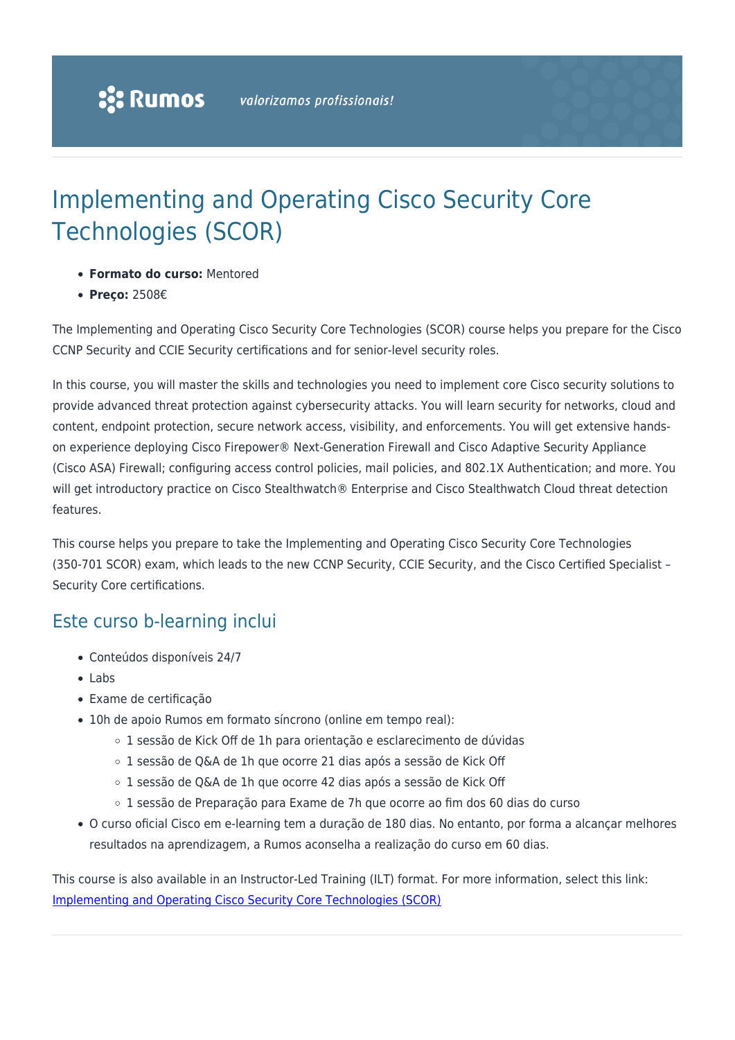# Implementing and Operating Cisco Security Core Technologies (SCOR)

- **Formato do curso:** Mentored
- **Preço:** 2508€

The Implementing and Operating Cisco Security Core Technologies (SCOR) course helps you prepare for the Cisco CCNP Security and CCIE Security certifications and for senior-level security roles.

In this course, you will master the skills and technologies you need to implement core Cisco security solutions to provide advanced threat protection against cybersecurity attacks. You will learn security for networks, cloud and content, endpoint protection, secure network access, visibility, and enforcements. You will get extensive hands-on experience deploying Cisco Firepower® Next-Generation Firewall and Cisco Adaptive Security Appliance (Cisco ASA) Firewall; configuring access control policies, mail policies, and 802.1X Authentication; and more. You will get introductory practice on Cisco Stealthwatch® Enterprise and Cisco Stealthwatch Cloud threat detection features.

This course helps you prepare to take the Implementing and Operating Cisco Security Core Technologies (350-701 SCOR) exam, which leads to the new CCNP Security, CCIE Security, and the Cisco Certified Specialist – Security Core certifications.

## Este curso b-learning inclui

- Conteúdos disponíveis 24/7
- Labs
- Exame de certificação
- 10h de apoio Rumos em formato síncrono (online em tempo real):
  - 1 sessão de Kick Off de 1h para orientação e esclarecimento de dúvidas
  - 1 sessão de Q&A de 1h que ocorre 21 dias após a sessão de Kick Off
  - 1 sessão de Q&A de 1h que ocorre 42 dias após a sessão de Kick Off
  - 1 sessão de Preparação para Exame de 7h que ocorre ao fim dos 60 dias do curso
- O curso oficial Cisco em e-learning tem a duração de 180 dias. No entanto, por forma a alcançar melhores resultados na aprendizagem, a Rumos aconselha a realização do curso em 60 dias.

This course is also available in an Instructor-Led Training (ILT) format. For more information, select this link: Implementing and Operating Cisco Security Core Technologies (SCOR)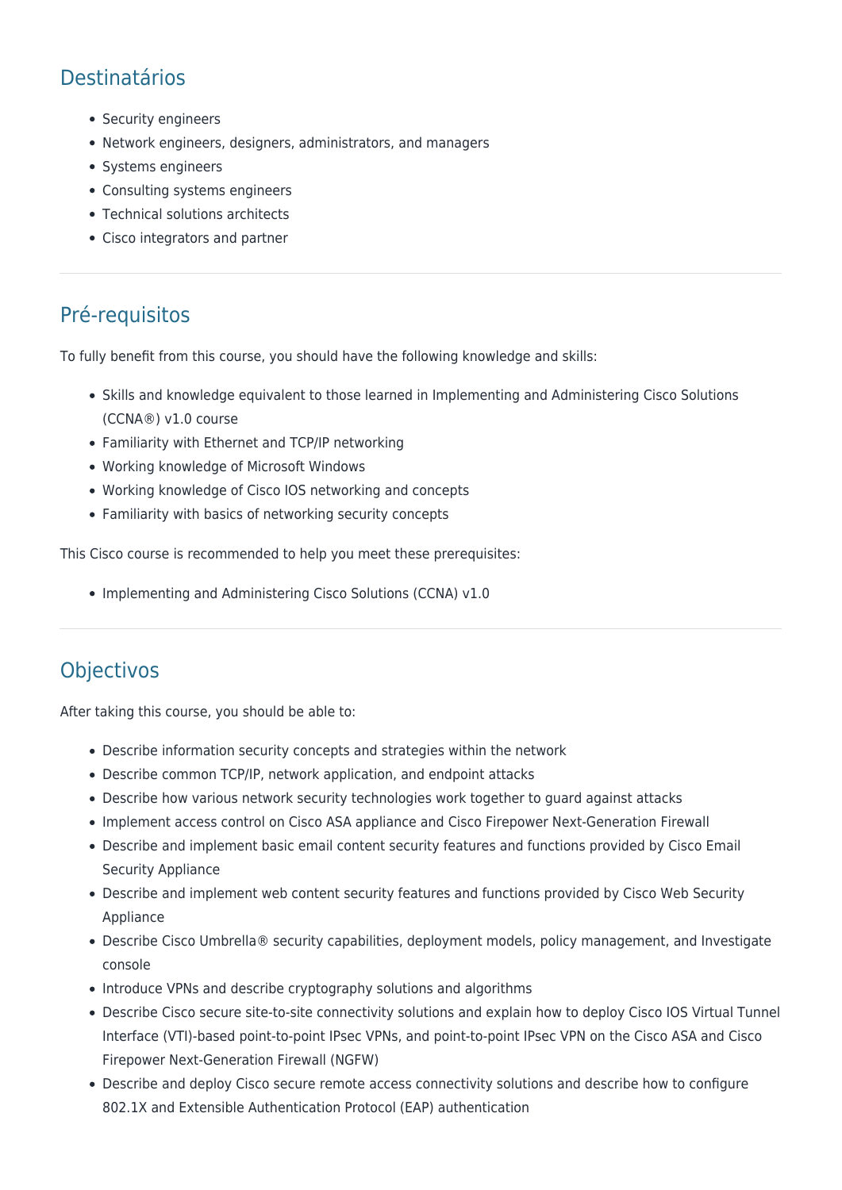## Destinatários

- Security engineers
- Network engineers, designers, administrators, and managers
- Systems engineers
- Consulting systems engineers
- Technical solutions architects
- Cisco integrators and partner

## Pré-requisitos

To fully benefit from this course, you should have the following knowledge and skills:

- Skills and knowledge equivalent to those learned in Implementing and Administering Cisco Solutions (CCNA®) v1.0 course
- Familiarity with Ethernet and TCP/IP networking
- Working knowledge of Microsoft Windows
- Working knowledge of Cisco IOS networking and concepts
- Familiarity with basics of networking security concepts

This Cisco course is recommended to help you meet these prerequisites:

- Implementing and Administering Cisco Solutions (CCNA) v1.0

## Objectivos

After taking this course, you should be able to:

- Describe information security concepts and strategies within the network
- Describe common TCP/IP, network application, and endpoint attacks
- Describe how various network security technologies work together to guard against attacks
- Implement access control on Cisco ASA appliance and Cisco Firepower Next-Generation Firewall
- Describe and implement basic email content security features and functions provided by Cisco Email Security Appliance
- Describe and implement web content security features and functions provided by Cisco Web Security Appliance
- Describe Cisco Umbrella® security capabilities, deployment models, policy management, and Investigate console
- Introduce VPNs and describe cryptography solutions and algorithms
- Describe Cisco secure site-to-site connectivity solutions and explain how to deploy Cisco IOS Virtual Tunnel Interface (VTI)-based point-to-point IPsec VPNs, and point-to-point IPsec VPN on the Cisco ASA and Cisco Firepower Next-Generation Firewall (NGFW)
- Describe and deploy Cisco secure remote access connectivity solutions and describe how to configure 802.1X and Extensible Authentication Protocol (EAP) authentication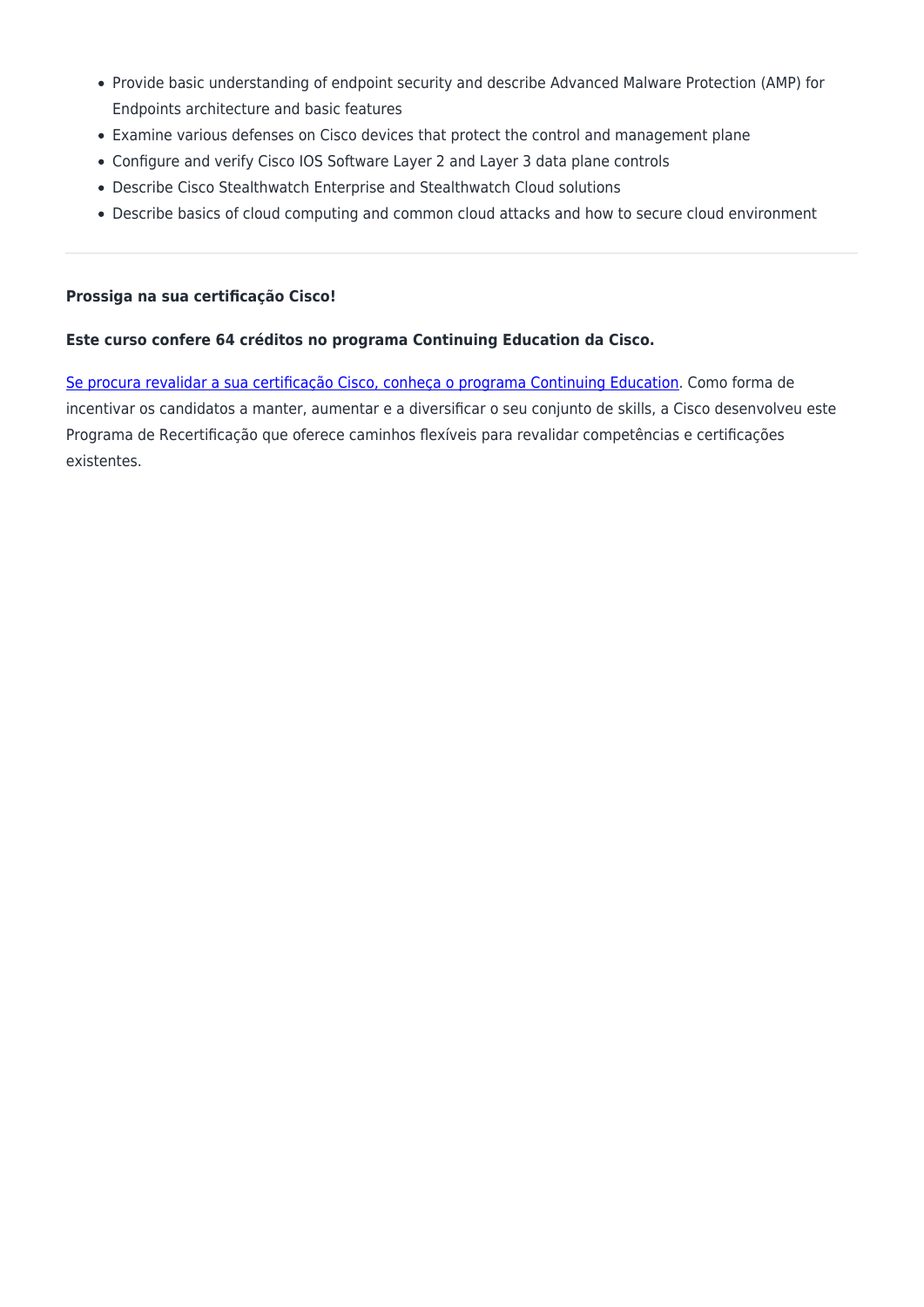- Provide basic understanding of endpoint security and describe Advanced Malware Protection (AMP) for Endpoints architecture and basic features
- Examine various defenses on Cisco devices that protect the control and management plane
- Configure and verify Cisco IOS Software Layer 2 and Layer 3 data plane controls
- Describe Cisco Stealthwatch Enterprise and Stealthwatch Cloud solutions
- Describe basics of cloud computing and common cloud attacks and how to secure cloud environment

---

**Prossiga na sua certificação Cisco!**

**Este curso confere 64 créditos no programa Continuing Education da Cisco.**

Se procura revalidar a sua certificação Cisco, conheça o programa Continuing Education. Como forma de incentivar os candidatos a manter, aumentar e a diversificar o seu conjunto de skills, a Cisco desenvolveu este Programa de Recertificação que oferece caminhos flexíveis para revalidar competências e certificações existentes.